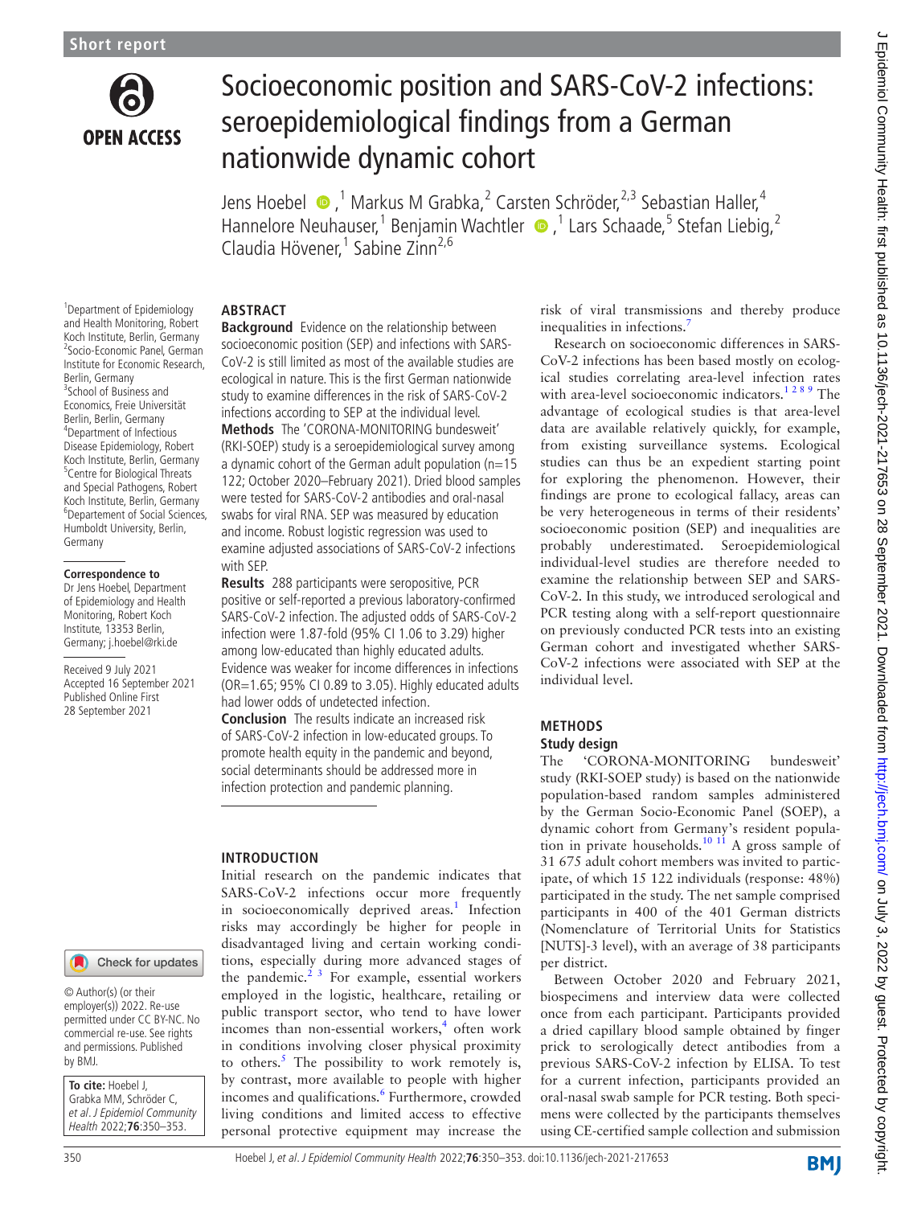Short report

# Socioeconomic position and SARS-CoV-2 infections: seroepidemiological findings from a German nationwide dynamic cohort

Jens Hoebel,[1] Markus M Grabka,[2] Carsten Schröder,[2,3] Sebastian Haller,[4] Hannelore Neuhauser,[1] Benjamin Wachtler,[1] Lars Schaade,[5] Stefan Liebig,[2] Claudia Hövener,[1] Sabine Zinn[2,6]

[1]Department of Epidemiology and Health Monitoring, Robert Koch Institute, Berlin, Germany
[2]Socio-Economic Panel, German Institute for Economic Research, Berlin, Germany
[3]School of Business and Economics, Freie Universität Berlin, Berlin, Germany
[4]Department of Infectious Disease Epidemiology, Robert Koch Institute, Berlin, Germany
[5]Centre for Biological Threats and Special Pathogens, Robert Koch Institute, Berlin, Germany
[6]Departement of Social Sciences, Humboldt University, Berlin, Germany

**Correspondence to**
Dr Jens Hoebel, Department of Epidemiology and Health Monitoring, Robert Koch Institute, 13353 Berlin, Germany; j.hoebel@rki.de

Received 9 July 2021
Accepted 16 September 2021
Published Online First 28 September 2021

© Author(s) (or their employer(s)) 2022. Re-use permitted under CC BY-NC. No commercial re-use. See rights and permissions. Published by BMJ.

**To cite:** Hoebel J, Grabka MM, Schröder C, *et al. J Epidemiol Community Health* 2022;**76**:350–353.

## ABSTRACT

**Background** Evidence on the relationship between socioeconomic position (SEP) and infections with SARS-CoV-2 is still limited as most of the available studies are ecological in nature. This is the first German nationwide study to examine differences in the risk of SARS-CoV-2 infections according to SEP at the individual level.

**Methods** The 'CORONA-MONITORING bundesweit' (RKI-SOEP) study is a seroepidemiological survey among a dynamic cohort of the German adult population (n=15 122; October 2020–February 2021). Dried blood samples were tested for SARS-CoV-2 antibodies and oral-nasal swabs for viral RNA. SEP was measured by education and income. Robust logistic regression was used to examine adjusted associations of SARS-CoV-2 infections with SEP.

**Results** 288 participants were seropositive, PCR positive or self-reported a previous laboratory-confirmed SARS-CoV-2 infection. The adjusted odds of SARS-CoV-2 infection were 1.87-fold (95% CI 1.06 to 3.29) higher among low-educated than highly educated adults. Evidence was weaker for income differences in infections (OR=1.65; 95% CI 0.89 to 3.05). Highly educated adults had lower odds of undetected infection.

**Conclusion** The results indicate an increased risk of SARS-CoV-2 infection in low-educated groups. To promote health equity in the pandemic and beyond, social determinants should be addressed more in infection protection and pandemic planning.

## INTRODUCTION

Initial research on the pandemic indicates that SARS-CoV-2 infections occur more frequently in socioeconomically deprived areas.[1] Infection risks may accordingly be higher for people in disadvantaged living and certain working conditions, especially during more advanced stages of the pandemic.[2 3] For example, essential workers employed in the logistic, healthcare, retailing or public transport sector, who tend to have lower incomes than non-essential workers,[4] often work in conditions involving closer physical proximity to others.[5] The possibility to work remotely is, by contrast, more available to people with higher incomes and qualifications.[6] Furthermore, crowded living conditions and limited access to effective personal protective equipment may increase the risk of viral transmissions and thereby produce inequalities in infections.[7]

Research on socioeconomic differences in SARS-CoV-2 infections has been based mostly on ecological studies correlating area-level infection rates with area-level socioeconomic indicators.[1 2 8 9] The advantage of ecological studies is that area-level data are available relatively quickly, for example, from existing surveillance systems. Ecological studies can thus be an expedient starting point for exploring the phenomenon. However, their findings are prone to ecological fallacy, areas can be very heterogeneous in terms of their residents' socioeconomic position (SEP) and inequalities are probably underestimated. Seroepidemiological individual-level studies are therefore needed to examine the relationship between SEP and SARS-CoV-2. In this study, we introduced serological and PCR testing along with a self-report questionnaire on previously conducted PCR tests into an existing German cohort and investigated whether SARS-CoV-2 infections were associated with SEP at the individual level.

## METHODS

### Study design

The 'CORONA-MONITORING bundesweit' study (RKI-SOEP study) is based on the nationwide population-based random samples administered by the German Socio-Economic Panel (SOEP), a dynamic cohort from Germany's resident population in private households.[10 11] A gross sample of 31 675 adult cohort members was invited to participate, of which 15 122 individuals (response: 48%) participated in the study. The net sample comprised participants in 400 of the 401 German districts (Nomenclature of Territorial Units for Statistics [NUTS]-3 level), with an average of 38 participants per district.

Between October 2020 and February 2021, biospecimens and interview data were collected once from each participant. Participants provided a dried capillary blood sample obtained by finger prick to serologically detect antibodies from a previous SARS-CoV-2 infection by ELISA. To test for a current infection, participants provided an oral-nasal swab sample for PCR testing. Both specimens were collected by the participants themselves using CE-certified sample collection and submission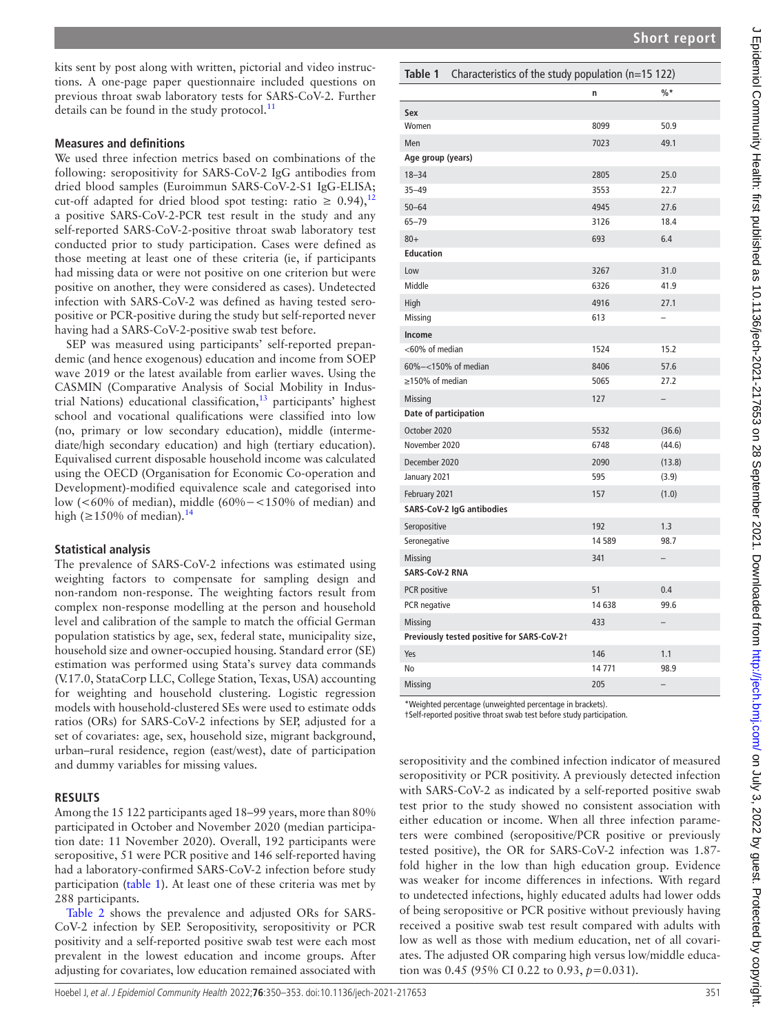kits sent by post along with written, pictorial and video instructions. A one-page paper questionnaire included questions on previous throat swab laboratory tests for SARS-CoV-2. Further details can be found in the study protocol.[11]

### Measures and definitions

We used three infection metrics based on combinations of the following: seropositivity for SARS-CoV-2 IgG antibodies from dried blood samples (Euroimmun SARS-CoV-2-S1 IgG-ELISA; cut-off adapted for dried blood spot testing: ratio $\geq$ 0.94),[12] a positive SARS-CoV-2-PCR test result in the study and any self-reported SARS-CoV-2-positive throat swab laboratory test conducted prior to study participation. Cases were defined as those meeting at least one of these criteria (ie, if participants had missing data or were not positive on one criterion but were positive on another, they were considered as cases). Undetected infection with SARS-CoV-2 was defined as having tested seropositive or PCR-positive during the study but self-reported never having had a SARS-CoV-2-positive swab test before.

SEP was measured using participants' self-reported prepandemic (and hence exogenous) education and income from SOEP wave 2019 or the latest available from earlier waves. Using the CASMIN (Comparative Analysis of Social Mobility in Industrial Nations) educational classification,[13] participants' highest school and vocational qualifications were classified into low (no, primary or low secondary education), middle (intermediate/high secondary education) and high (tertiary education). Equivalised current disposable household income was calculated using the OECD (Organisation for Economic Co-operation and Development)-modified equivalence scale and categorised into low (<60% of median), middle (60%−<150% of median) and high (≥150% of median).[14]

### Statistical analysis

The prevalence of SARS-CoV-2 infections was estimated using weighting factors to compensate for sampling design and non-random non-response. The weighting factors result from complex non-response modelling at the person and household level and calibration of the sample to match the official German population statistics by age, sex, federal state, municipality size, household size and owner-occupied housing. Standard error (SE) estimation was performed using Stata's survey data commands (V.17.0, StataCorp LLC, College Station, Texas, USA) accounting for weighting and household clustering. Logistic regression models with household-clustered SEs were used to estimate odds ratios (ORs) for SARS-CoV-2 infections by SEP, adjusted for a set of covariates: age, sex, household size, migrant background, urban–rural residence, region (east/west), date of participation and dummy variables for missing values.

## RESULTS

Among the 15 122 participants aged 18–99 years, more than 80% participated in October and November 2020 (median participation date: 11 November 2020). Overall, 192 participants were seropositive, 51 were PCR positive and 146 self-reported having had a laboratory-confirmed SARS-CoV-2 infection before study participation (table 1). At least one of these criteria was met by 288 participants.

Table 2 shows the prevalence and adjusted ORs for SARS-CoV-2 infection by SEP. Seropositivity, seropositivity or PCR positivity and a self-reported positive swab test were each most prevalent in the lowest education and income groups. After adjusting for covariates, low education remained associated with seropositivity and the combined infection indicator of measured seropositivity or PCR positivity. A previously detected infection with SARS-CoV-2 as indicated by a self-reported positive swab test prior to the study showed no consistent association with either education or income. When all three infection parameters were combined (seropositive/PCR positive or previously tested positive), the OR for SARS-CoV-2 infection was 1.87-fold higher in the low than high education group. Evidence was weaker for income differences in infections. With regard to undetected infections, highly educated adults had lower odds of being seropositive or PCR positive without previously having received a positive swab test result compared with adults with low as well as those with medium education, net of all covariates. The adjusted OR comparing high versus low/middle education was 0.45 (95% CI 0.22 to 0.93, $p=0.031$).

**Table 1** Characteristics of the study population (n=15 122)

| | n | %* |
|---|---|---|
| **Sex** | | |
| Women | 8099 | 50.9 |
| Men | 7023 | 49.1 |
| **Age group (years)** | | |
| 18–34 | 2805 | 25.0 |
| 35–49 | 3553 | 22.7 |
| 50–64 | 4945 | 27.6 |
| 65–79 | 3126 | 18.4 |
| 80+ | 693 | 6.4 |
| **Education** | | |
| Low | 3267 | 31.0 |
| Middle | 6326 | 41.9 |
| High | 4916 | 27.1 |
| Missing | 613 | – |
| **Income** | | |
| <60% of median | 1524 | 15.2 |
| 60%–<150% of median | 8406 | 57.6 |
| ≥150% of median | 5065 | 27.2 |
| Missing | 127 | – |
| **Date of participation** | | |
| October 2020 | 5532 | (36.6) |
| November 2020 | 6748 | (44.6) |
| December 2020 | 2090 | (13.8) |
| January 2021 | 595 | (3.9) |
| February 2021 | 157 | (1.0) |
| **SARS-CoV-2 IgG antibodies** | | |
| Seropositive | 192 | 1.3 |
| Seronegative | 14 589 | 98.7 |
| Missing | 341 | – |
| **SARS-CoV-2 RNA** | | |
| PCR positive | 51 | 0.4 |
| PCR negative | 14 638 | 99.6 |
| Missing | 433 | – |
| **Previously tested positive for SARS-CoV-2†** | | |
| Yes | 146 | 1.1 |
| No | 14 771 | 98.9 |
| Missing | 205 | – |

*Weighted percentage (unweighted percentage in brackets).
†Self-reported positive throat swab test before study participation.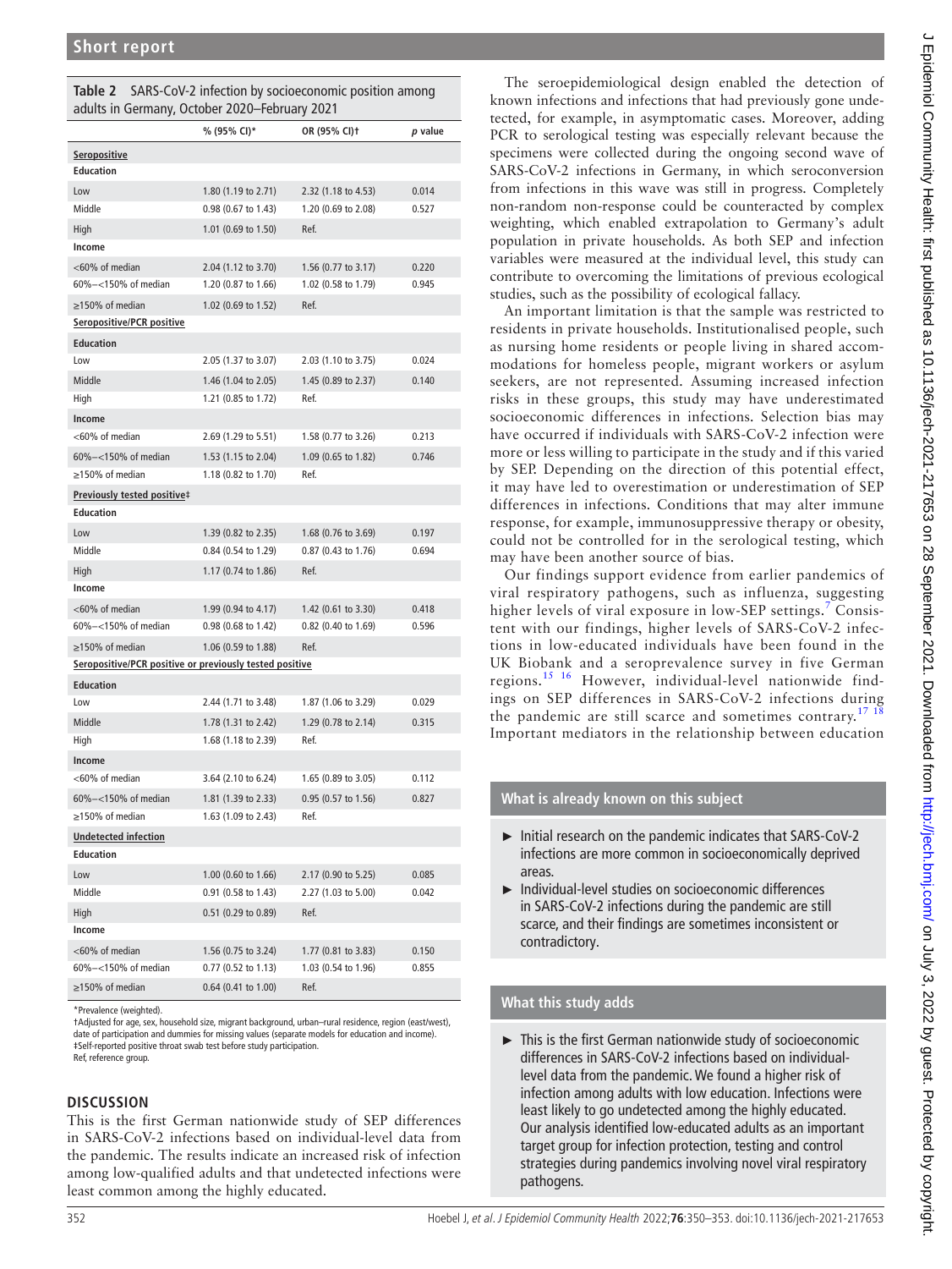**Table 2** SARS-CoV-2 infection by socioeconomic position among adults in Germany, October 2020–February 2021

| | % (95% CI)* | OR (95% CI)† | *p* value |
|---|---|---|---|
| **Seropositive** | | | |
| **Education** | | | |
| Low | 1.80 (1.19 to 2.71) | 2.32 (1.18 to 4.53) | 0.014 |
| Middle | 0.98 (0.67 to 1.43) | 1.20 (0.69 to 2.08) | 0.527 |
| High | 1.01 (0.69 to 1.50) | Ref. | |
| **Income** | | | |
| <60% of median | 2.04 (1.12 to 3.70) | 1.56 (0.77 to 3.17) | 0.220 |
| 60%–<150% of median | 1.20 (0.87 to 1.66) | 1.02 (0.58 to 1.79) | 0.945 |
| ≥150% of median | 1.02 (0.69 to 1.52) | Ref. | |
| **Seropositive/PCR positive** | | | |
| **Education** | | | |
| Low | 2.05 (1.37 to 3.07) | 2.03 (1.10 to 3.75) | 0.024 |
| Middle | 1.46 (1.04 to 2.05) | 1.45 (0.89 to 2.37) | 0.140 |
| High | 1.21 (0.85 to 1.72) | Ref. | |
| **Income** | | | |
| <60% of median | 2.69 (1.29 to 5.51) | 1.58 (0.77 to 3.26) | 0.213 |
| 60%–<150% of median | 1.53 (1.15 to 2.04) | 1.09 (0.65 to 1.82) | 0.746 |
| ≥150% of median | 1.18 (0.82 to 1.70) | Ref. | |
| **Previously tested positive‡** | | | |
| **Education** | | | |
| Low | 1.39 (0.82 to 2.35) | 1.68 (0.76 to 3.69) | 0.197 |
| Middle | 0.84 (0.54 to 1.29) | 0.87 (0.43 to 1.76) | 0.694 |
| High | 1.17 (0.74 to 1.86) | Ref. | |
| **Income** | | | |
| <60% of median | 1.99 (0.94 to 4.17) | 1.42 (0.61 to 3.30) | 0.418 |
| 60%–<150% of median | 0.98 (0.68 to 1.42) | 0.82 (0.40 to 1.69) | 0.596 |
| ≥150% of median | 1.06 (0.59 to 1.88) | Ref. | |
| **Seropositive/PCR positive or previously tested positive** | | | |
| **Education** | | | |
| Low | 2.44 (1.71 to 3.48) | 1.87 (1.06 to 3.29) | 0.029 |
| Middle | 1.78 (1.31 to 2.42) | 1.29 (0.78 to 2.14) | 0.315 |
| High | 1.68 (1.18 to 2.39) | Ref. | |
| **Income** | | | |
| <60% of median | 3.64 (2.10 to 6.24) | 1.65 (0.89 to 3.05) | 0.112 |
| 60%–<150% of median | 1.81 (1.39 to 2.33) | 0.95 (0.57 to 1.56) | 0.827 |
| ≥150% of median | 1.63 (1.09 to 2.43) | Ref. | |
| **Undetected infection** | | | |
| **Education** | | | |
| Low | 1.00 (0.60 to 1.66) | 2.17 (0.90 to 5.25) | 0.085 |
| Middle | 0.91 (0.58 to 1.43) | 2.27 (1.03 to 5.00) | 0.042 |
| High | 0.51 (0.29 to 0.89) | Ref. | |
| **Income** | | | |
| <60% of median | 1.56 (0.75 to 3.24) | 1.77 (0.81 to 3.83) | 0.150 |
| 60%–<150% of median | 0.77 (0.52 to 1.13) | 1.03 (0.54 to 1.96) | 0.855 |
| ≥150% of median | 0.64 (0.41 to 1.00) | Ref. | |

*Prevalence (weighted).
†Adjusted for age, sex, household size, migrant background, urban–rural residence, region (east/west), date of participation and dummies for missing values (separate models for education and income).
‡Self-reported positive throat swab test before study participation.
Ref, reference group.

## DISCUSSION

This is the first German nationwide study of SEP differences in SARS-CoV-2 infections based on individual-level data from the pandemic. The results indicate an increased risk of infection among low-qualified adults and that undetected infections were least common among the highly educated.

The seroepidemiological design enabled the detection of known infections and infections that had previously gone undetected, for example, in asymptomatic cases. Moreover, adding PCR to serological testing was especially relevant because the specimens were collected during the ongoing second wave of SARS-CoV-2 infections in Germany, in which seroconversion from infections in this wave was still in progress. Completely non-random non-response could be counteracted by complex weighting, which enabled extrapolation to Germany's adult population in private households. As both SEP and infection variables were measured at the individual level, this study can contribute to overcoming the limitations of previous ecological studies, such as the possibility of ecological fallacy.

An important limitation is that the sample was restricted to residents in private households. Institutionalised people, such as nursing home residents or people living in shared accommodations for homeless people, migrant workers or asylum seekers, are not represented. Assuming increased infection risks in these groups, this study may have underestimated socioeconomic differences in infections. Selection bias may have occurred if individuals with SARS-CoV-2 infection were more or less willing to participate in the study and if this varied by SEP. Depending on the direction of this potential effect, it may have led to overestimation or underestimation of SEP differences in infections. Conditions that may alter immune response, for example, immunosuppressive therapy or obesity, could not be controlled for in the serological testing, which may have been another source of bias.

Our findings support evidence from earlier pandemics of viral respiratory pathogens, such as influenza, suggesting higher levels of viral exposure in low-SEP settings.[7] Consistent with our findings, higher levels of SARS-CoV-2 infections in low-educated individuals have been found in the UK Biobank and a seroprevalence survey in five German regions.[15,16] However, individual-level nationwide findings on SEP differences in SARS-CoV-2 infections during the pandemic are still scarce and sometimes contrary.[17,18] Important mediators in the relationship between education

### What is already known on this subject

- Initial research on the pandemic indicates that SARS-CoV-2 infections are more common in socioeconomically deprived areas.
- Individual-level studies on socioeconomic differences in SARS-CoV-2 infections during the pandemic are still scarce, and their findings are sometimes inconsistent or contradictory.

### What this study adds

- This is the first German nationwide study of socioeconomic differences in SARS-CoV-2 infections based on individual-level data from the pandemic. We found a higher risk of infection among adults with low education. Infections were least likely to go undetected among the highly educated. Our analysis identified low-educated adults as an important target group for infection protection, testing and control strategies during pandemics involving novel viral respiratory pathogens.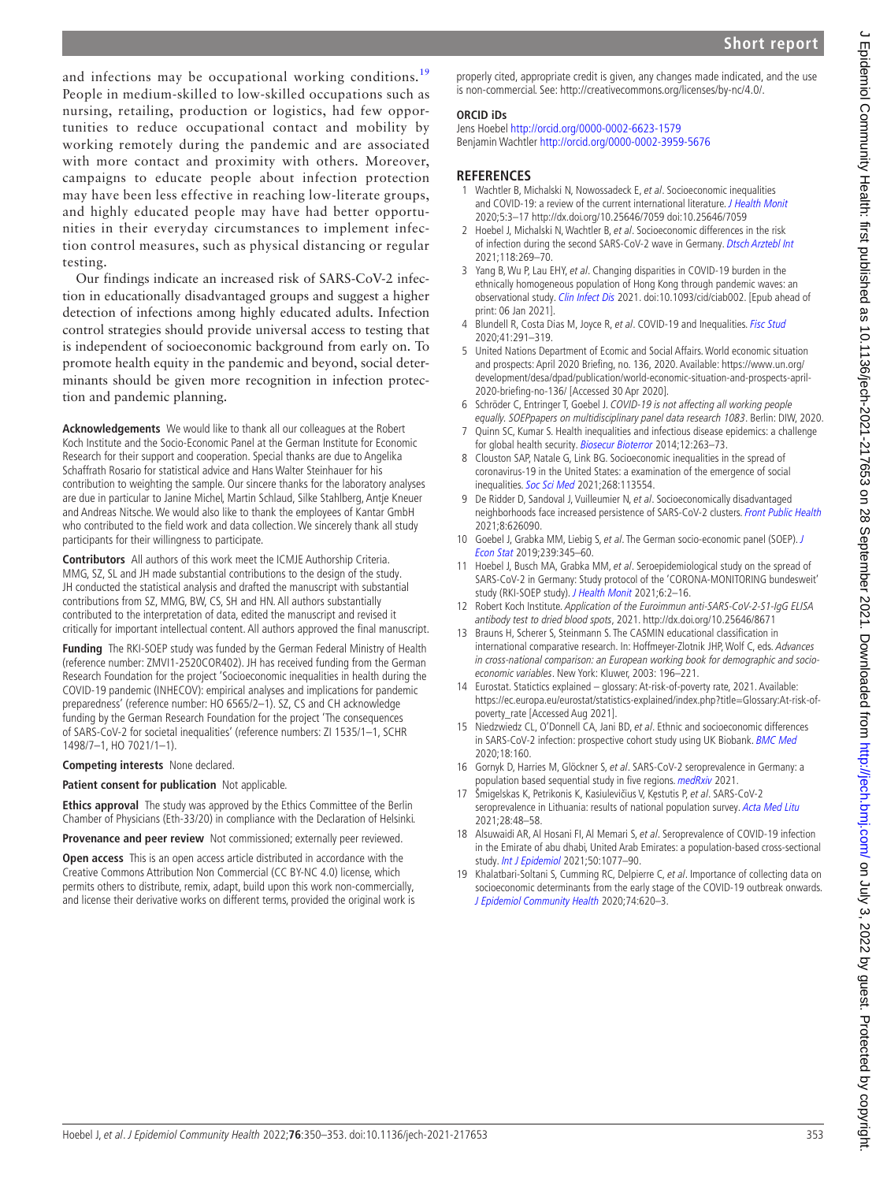and infections may be occupational working conditions.[19] People in medium-skilled to low-skilled occupations such as nursing, retailing, production or logistics, had few opportunities to reduce occupational contact and mobility by working remotely during the pandemic and are associated with more contact and proximity with others. Moreover, campaigns to educate people about infection protection may have been less effective in reaching low-literate groups, and highly educated people may have had better opportunities in their everyday circumstances to implement infection control measures, such as physical distancing or regular testing.

Our findings indicate an increased risk of SARS-CoV-2 infection in educationally disadvantaged groups and suggest a higher detection of infections among highly educated adults. Infection control strategies should provide universal access to testing that is independent of socioeconomic background from early on. To promote health equity in the pandemic and beyond, social determinants should be given more recognition in infection protection and pandemic planning.

**Acknowledgements** We would like to thank all our colleagues at the Robert Koch Institute and the Socio-Economic Panel at the German Institute for Economic Research for their support and cooperation. Special thanks are due to Angelika Schaffrath Rosario for statistical advice and Hans Walter Steinhauer for his contribution to weighting the sample. Our sincere thanks for the laboratory analyses are due in particular to Janine Michel, Martin Schlaud, Silke Stahlberg, Antje Kneuer and Andreas Nitsche. We would also like to thank the employees of Kantar GmbH who contributed to the field work and data collection. We sincerely thank all study participants for their willingness to participate.

**Contributors** All authors of this work meet the ICMJE Authorship Criteria. MMG, SZ, SL and JH made substantial contributions to the design of the study. JH conducted the statistical analysis and drafted the manuscript with substantial contributions from SZ, MMG, BW, CS, SH and HN. All authors substantially contributed to the interpretation of data, edited the manuscript and revised it critically for important intellectual content. All authors approved the final manuscript.

**Funding** The RKI-SOEP study was funded by the German Federal Ministry of Health (reference number: ZMVI1-2520COR402). JH has received funding from the German Research Foundation for the project 'Socioeconomic inequalities in health during the COVID-19 pandemic (INHECOV): empirical analyses and implications for pandemic preparedness' (reference number: HO 6565/2–1). SZ, CS and CH acknowledge funding by the German Research Foundation for the project 'The consequences of SARS-CoV-2 for societal inequalities' (reference numbers: ZI 1535/1–1, SCHR 1498/7–1, HO 7021/1–1).

**Competing interests** None declared.

**Patient consent for publication** Not applicable.

**Ethics approval** The study was approved by the Ethics Committee of the Berlin Chamber of Physicians (Eth-33/20) in compliance with the Declaration of Helsinki.

**Provenance and peer review** Not commissioned; externally peer reviewed.

**Open access** This is an open access article distributed in accordance with the Creative Commons Attribution Non Commercial (CC BY-NC 4.0) license, which permits others to distribute, remix, adapt, build upon this work non-commercially, and license their derivative works on different terms, provided the original work is properly cited, appropriate credit is given, any changes made indicated, and the use is non-commercial. See: http://creativecommons.org/licenses/by-nc/4.0/.

**ORCID iDs**

Jens Hoebel http://orcid.org/0000-0002-6623-1579
Benjamin Wachtler http://orcid.org/0000-0002-3959-5676

## REFERENCES

1. Wachtler B, Michalski N, Nowossadeck E, *et al*. Socioeconomic inequalities and COVID-19: a review of the current international literature. *J Health Monit* 2020;5:3–17 http://dx.doi.org/10.25646/7059 doi:10.25646/7059
2. Hoebel J, Michalski N, Wachtler B, *et al*. Socioeconomic differences in the risk of infection during the second SARS-CoV-2 wave in Germany. *Dtsch Arztebl Int* 2021;118:269–70.
3. Yang B, Wu P, Lau EHY, *et al*. Changing disparities in COVID-19 burden in the ethnically homogeneous population of Hong Kong through pandemic waves: an observational study. *Clin Infect Dis* 2021. doi:10.1093/cid/ciab002. [Epub ahead of print: 06 Jan 2021].
4. Blundell R, Costa Dias M, Joyce R, *et al*. COVID-19 and Inequalities. *Fisc Stud* 2020;41:291–319.
5. United Nations Department of Ecomic and Social Affairs. World economic situation and prospects: April 2020 Briefing, no. 136, 2020. Available: https://www.un.org/development/desa/dpad/publication/world-economic-situation-and-prospects-april-2020-briefing-no-136/ [Accessed 30 Apr 2020].
6. Schröder C, Entringer T, Goebel J. *COVID-19 is not affecting all working people equally. SOEPpapers on multidisciplinary panel data research 1083*. Berlin: DIW, 2020.
7. Quinn SC, Kumar S. Health inequalities and infectious disease epidemics: a challenge for global health security. *Biosecur Bioterror* 2014;12:263–73.
8. Clouston SAP, Natale G, Link BG. Socioeconomic inequalities in the spread of coronavirus-19 in the United States: a examination of the emergence of social inequalities. *Soc Sci Med* 2021;268:113554.
9. De Ridder D, Sandoval J, Vuilleumier N, *et al*. Socioeconomically disadvantaged neighborhoods face increased persistence of SARS-CoV-2 clusters. *Front Public Health* 2021;8:626090.
10. Goebel J, Grabka MM, Liebig S, *et al*. The German socio-economic panel (SOEP). *J Econ Stat* 2019;239:345–60.
11. Hoebel J, Busch MA, Grabka MM, *et al*. Seroepidemiological study on the spread of SARS-CoV-2 in Germany: Study protocol of the 'CORONA-MONITORING bundesweit' study (RKI-SOEP study). *J Health Monit* 2021;6:2–16.
12. Robert Koch Institute. *Application of the Euroimmun anti-SARS-CoV-2-S1-IgG ELISA antibody test to dried blood spots*, 2021. http://dx.doi.org/10.25646/8671
13. Brauns H, Scherer S, Steinmann S. The CASMIN educational classification in international comparative research. In: Hoffmeyer-Zlotnik JHP, Wolf C, eds. *Advances in cross-national comparison: an European working book for demographic and socio-economic variables*. New York: Kluwer, 2003: 196–221.
14. Eurostat. Statictics explained – glossary: At-risk-of-poverty rate, 2021. Available: https://ec.europa.eu/eurostat/statistics-explained/index.php?title=Glossary:At-risk-of-poverty_rate [Accessed Aug 2021].
15. Niedzwiedz CL, O'Donnell CA, Jani BD, *et al*. Ethnic and socioeconomic differences in SARS-CoV-2 infection: prospective cohort study using UK Biobank. *BMC Med* 2020;18:160.
16. Gornyk D, Harries M, Glöckner S, *et al*. SARS-CoV-2 seroprevalence in Germany: a population based sequential study in five regions. *medRxiv* 2021.
17. Šmigelskas K, Petrikonis K, Kasiulevičius V, Kęstutis P, *et al*. SARS-CoV-2 seroprevalence in Lithuania: results of national population survey. *Acta Med Litu* 2021;28:48–58.
18. Alsuwaidi AR, Al Hosani FI, Al Memari S, *et al*. Seroprevalence of COVID-19 infection in the Emirate of abu dhabi, United Arab Emirates: a population-based cross-sectional study. *Int J Epidemiol* 2021;50:1077–90.
19. Khalatbari-Soltani S, Cumming RC, Delpierre C, *et al*. Importance of collecting data on socioeconomic determinants from the early stage of the COVID-19 outbreak onwards. *J Epidemiol Community Health* 2020;74:620–3.